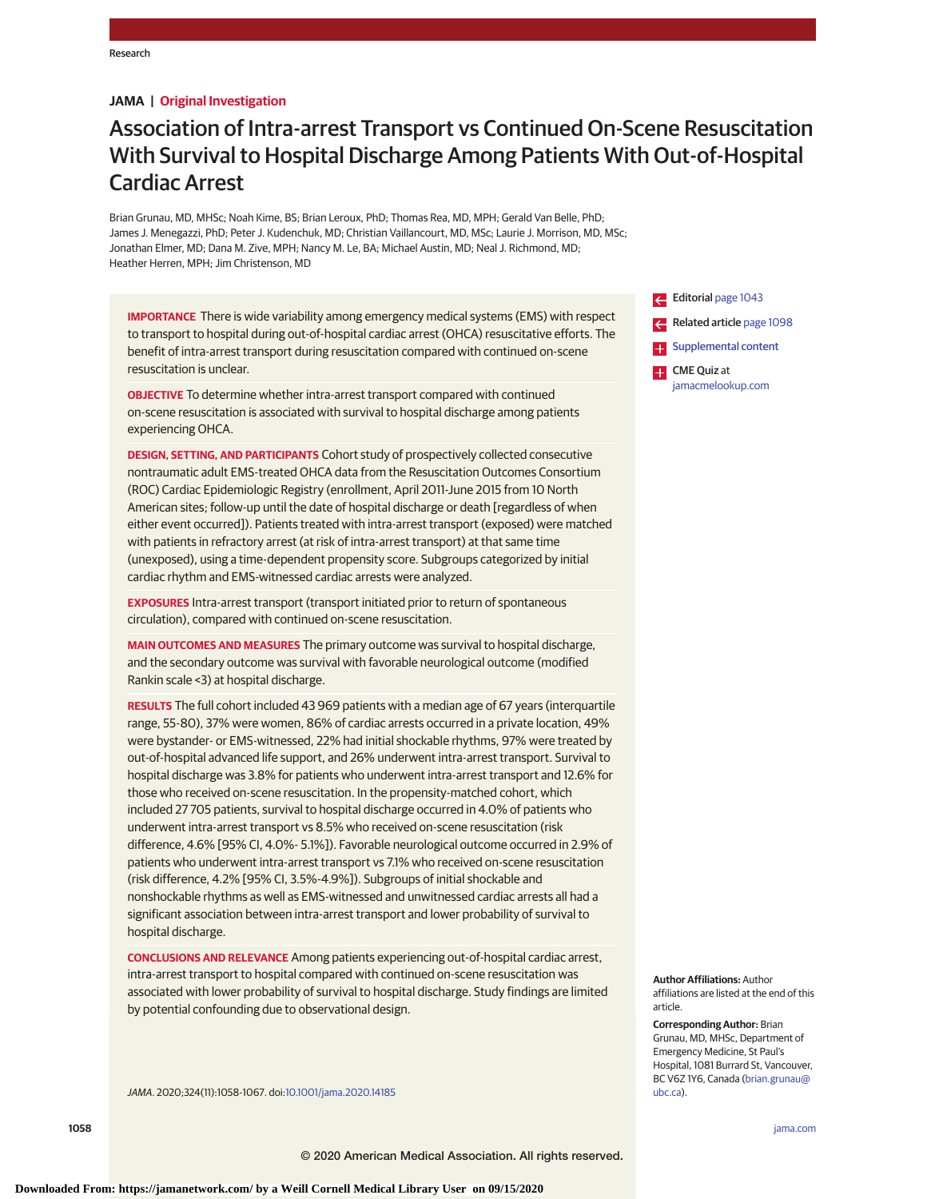Research

**JAMA | Original Investigation**

# Association of Intra-arrest Transport vs Continued On-Scene Resuscitation With Survival to Hospital Discharge Among Patients With Out-of-Hospital Cardiac Arrest

Brian Grunau, MD, MHSc; Noah Kime, BS; Brian Leroux, PhD; Thomas Rea, MD, MPH; Gerald Van Belle, PhD; James J. Menegazzi, PhD; Peter J. Kudenchuk, MD; Christian Vaillancourt, MD, MSc; Laurie J. Morrison, MD, MSc; Jonathan Elmer, MD; Dana M. Zive, MPH; Nancy M. Le, BA; Michael Austin, MD; Neal J. Richmond, MD; Heather Herren, MPH; Jim Christenson, MD

**IMPORTANCE** There is wide variability among emergency medical systems (EMS) with respect to transport to hospital during out-of-hospital cardiac arrest (OHCA) resuscitative efforts. The benefit of intra-arrest transport during resuscitation compared with continued on-scene resuscitation is unclear.

**OBJECTIVE** To determine whether intra-arrest transport compared with continued on-scene resuscitation is associated with survival to hospital discharge among patients experiencing OHCA.

**DESIGN, SETTING, AND PARTICIPANTS** Cohort study of prospectively collected consecutive nontraumatic adult EMS-treated OHCA data from the Resuscitation Outcomes Consortium (ROC) Cardiac Epidemiologic Registry (enrollment, April 2011-June 2015 from 10 North American sites; follow-up until the date of hospital discharge or death [regardless of when either event occurred]). Patients treated with intra-arrest transport (exposed) were matched with patients in refractory arrest (at risk of intra-arrest transport) at that same time (unexposed), using a time-dependent propensity score. Subgroups categorized by initial cardiac rhythm and EMS-witnessed cardiac arrests were analyzed.

**EXPOSURES** Intra-arrest transport (transport initiated prior to return of spontaneous circulation), compared with continued on-scene resuscitation.

**MAIN OUTCOMES AND MEASURES** The primary outcome was survival to hospital discharge, and the secondary outcome was survival with favorable neurological outcome (modified Rankin scale <3) at hospital discharge.

**RESULTS** The full cohort included 43 969 patients with a median age of 67 years (interquartile range, 55-80), 37% were women, 86% of cardiac arrests occurred in a private location, 49% were bystander- or EMS-witnessed, 22% had initial shockable rhythms, 97% were treated by out-of-hospital advanced life support, and 26% underwent intra-arrest transport. Survival to hospital discharge was 3.8% for patients who underwent intra-arrest transport and 12.6% for those who received on-scene resuscitation. In the propensity-matched cohort, which included 27 705 patients, survival to hospital discharge occurred in 4.0% of patients who underwent intra-arrest transport vs 8.5% who received on-scene resuscitation (risk difference, 4.6% [95% CI, 4.0%- 5.1%]). Favorable neurological outcome occurred in 2.9% of patients who underwent intra-arrest transport vs 7.1% who received on-scene resuscitation (risk difference, 4.2% [95% CI, 3.5%-4.9%]). Subgroups of initial shockable and nonshockable rhythms as well as EMS-witnessed and unwitnessed cardiac arrests all had a significant association between intra-arrest transport and lower probability of survival to hospital discharge.

**CONCLUSIONS AND RELEVANCE** Among patients experiencing out-of-hospital cardiac arrest, intra-arrest transport to hospital compared with continued on-scene resuscitation was associated with lower probability of survival to hospital discharge. Study findings are limited by potential confounding due to observational design.

*JAMA*. 2020;324(11):1058-1067. doi:10.1001/jama.2020.14185

Editorial page 1043

Related article page 1098

Supplemental content

CME Quiz at jamacmelookup.com

**Author Affiliations:** Author affiliations are listed at the end of this article.

**Corresponding Author:** Brian Grunau, MD, MHSc, Department of Emergency Medicine, St Paul's Hospital, 1081 Burrard St, Vancouver, BC V6Z 1Y6, Canada (brian.grunau@ubc.ca).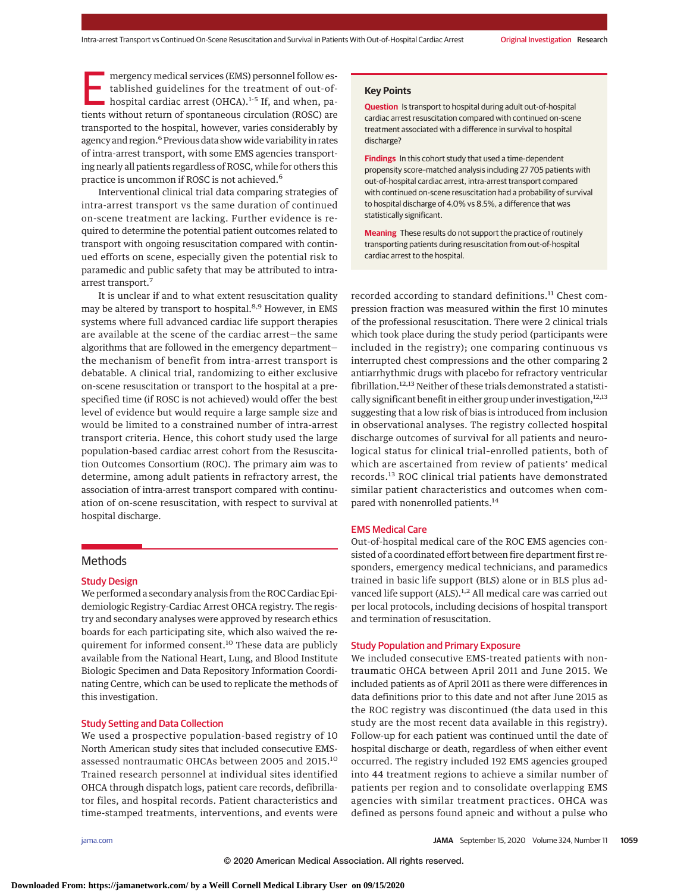Emergency medical services (EMS) personnel follow established guidelines for the treatment of out-of-hospital cardiac arrest (OHCA).[1-5] If, and when, patients without return of spontaneous circulation (ROSC) are transported to the hospital, however, varies considerably by agency and region.[6] Previous data show wide variability in rates of intra-arrest transport, with some EMS agencies transporting nearly all patients regardless of ROSC, while for others this practice is uncommon if ROSC is not achieved.[6]

Interventional clinical trial data comparing strategies of intra-arrest transport vs the same duration of continued on-scene treatment are lacking. Further evidence is required to determine the potential patient outcomes related to transport with ongoing resuscitation compared with continued efforts on scene, especially given the potential risk to paramedic and public safety that may be attributed to intra-arrest transport.[7]

It is unclear if and to what extent resuscitation quality may be altered by transport to hospital.[8,9] However, in EMS systems where full advanced cardiac life support therapies are available at the scene of the cardiac arrest—the same algorithms that are followed in the emergency department—the mechanism of benefit from intra-arrest transport is debatable. A clinical trial, randomizing to either exclusive on-scene resuscitation or transport to the hospital at a prespecified time (if ROSC is not achieved) would offer the best level of evidence but would require a large sample size and would be limited to a constrained number of intra-arrest transport criteria. Hence, this cohort study used the large population-based cardiac arrest cohort from the Resuscitation Outcomes Consortium (ROC). The primary aim was to determine, among adult patients in refractory arrest, the association of intra-arrest transport compared with continuation of on-scene resuscitation, with respect to survival at hospital discharge.

> **Key Points**
>
> **Question** Is transport to hospital during adult out-of-hospital cardiac arrest resuscitation compared with continued on-scene treatment associated with a difference in survival to hospital discharge?
>
> **Findings** In this cohort study that used a time-dependent propensity score–matched analysis including 27 705 patients with out-of-hospital cardiac arrest, intra-arrest transport compared with continued on-scene resuscitation had a probability of survival to hospital discharge of 4.0% vs 8.5%, a difference that was statistically significant.
>
> **Meaning** These results do not support the practice of routinely transporting patients during resuscitation from out-of-hospital cardiac arrest to the hospital.

## Methods

### Study Design

We performed a secondary analysis from the ROC Cardiac Epidemiologic Registry-Cardiac Arrest OHCA registry. The registry and secondary analyses were approved by research ethics boards for each participating site, which also waived the requirement for informed consent.[10] These data are publicly available from the National Heart, Lung, and Blood Institute Biologic Specimen and Data Repository Information Coordinating Centre, which can be used to replicate the methods of this investigation.

### Study Setting and Data Collection

We used a prospective population-based registry of 10 North American study sites that included consecutive EMS-assessed nontraumatic OHCAs between 2005 and 2015.[10] Trained research personnel at individual sites identified OHCA through dispatch logs, patient care records, defibrillator files, and hospital records. Patient characteristics and time-stamped treatments, interventions, and events were recorded according to standard definitions.[11] Chest compression fraction was measured within the first 10 minutes of the professional resuscitation. There were 2 clinical trials which took place during the study period (participants were included in the registry); one comparing continuous vs interrupted chest compressions and the other comparing 2 antiarrhythmic drugs with placebo for refractory ventricular fibrillation.[12,13] Neither of these trials demonstrated a statistically significant benefit in either group under investigation,[12,13] suggesting that a low risk of bias is introduced from inclusion in observational analyses. The registry collected hospital discharge outcomes of survival for all patients and neurological status for clinical trial–enrolled patients, both of which are ascertained from review of patients' medical records.[13] ROC clinical trial patients have demonstrated similar patient characteristics and outcomes when compared with nonenrolled patients.[14]

### EMS Medical Care

Out-of-hospital medical care of the ROC EMS agencies consisted of a coordinated effort between fire department first responders, emergency medical technicians, and paramedics trained in basic life support (BLS) alone or in BLS plus advanced life support (ALS).[1,2] All medical care was carried out per local protocols, including decisions of hospital transport and termination of resuscitation.

### Study Population and Primary Exposure

We included consecutive EMS-treated patients with nontraumatic OHCA between April 2011 and June 2015. We included patients as of April 2011 as there were differences in data definitions prior to this date and not after June 2015 as the ROC registry was discontinued (the data used in this study are the most recent data available in this registry). Follow-up for each patient was continued until the date of hospital discharge or death, regardless of when either event occurred. The registry included 192 EMS agencies grouped into 44 treatment regions to achieve a similar number of patients per region and to consolidate overlapping EMS agencies with similar treatment practices. OHCA was defined as persons found apneic and without a pulse who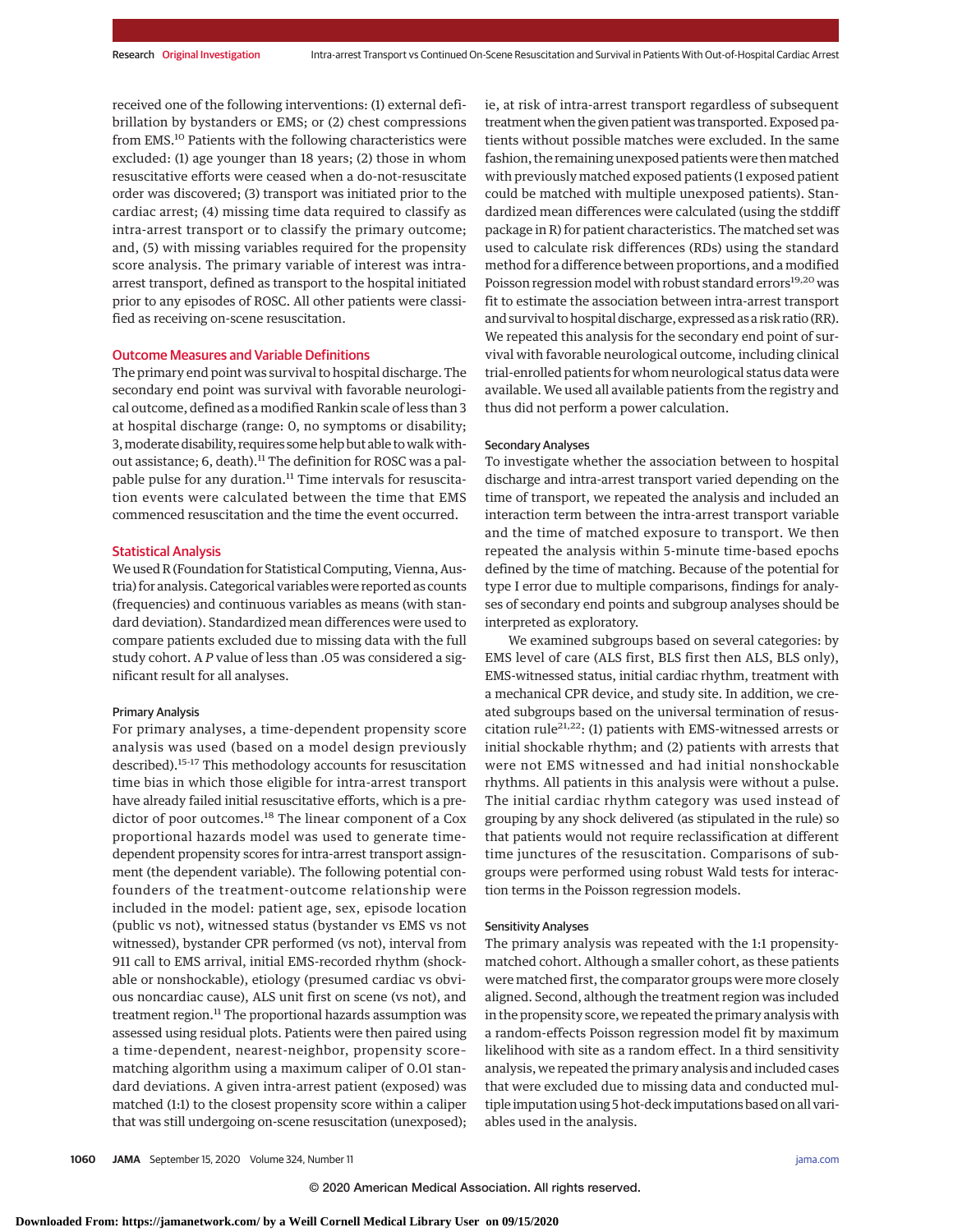received one of the following interventions: (1) external defibrillation by bystanders or EMS; or (2) chest compressions from EMS.[10] Patients with the following characteristics were excluded: (1) age younger than 18 years; (2) those in whom resuscitative efforts were ceased when a do-not-resuscitate order was discovered; (3) transport was initiated prior to the cardiac arrest; (4) missing time data required to classify as intra-arrest transport or to classify the primary outcome; and, (5) with missing variables required for the propensity score analysis. The primary variable of interest was intra-arrest transport, defined as transport to the hospital initiated prior to any episodes of ROSC. All other patients were classified as receiving on-scene resuscitation.

## Outcome Measures and Variable Definitions

The primary end point was survival to hospital discharge. The secondary end point was survival with favorable neurological outcome, defined as a modified Rankin scale of less than 3 at hospital discharge (range: 0, no symptoms or disability; 3, moderate disability, requires some help but able to walk without assistance; 6, death).[11] The definition for ROSC was a palpable pulse for any duration.[11] Time intervals for resuscitation events were calculated between the time that EMS commenced resuscitation and the time the event occurred.

## Statistical Analysis

We used R (Foundation for Statistical Computing, Vienna, Austria) for analysis. Categorical variables were reported as counts (frequencies) and continuous variables as means (with standard deviation). Standardized mean differences were used to compare patients excluded due to missing data with the full study cohort. A *P* value of less than .05 was considered a significant result for all analyses.

### Primary Analysis

For primary analyses, a time-dependent propensity score analysis was used (based on a model design previously described).[15-17] This methodology accounts for resuscitation time bias in which those eligible for intra-arrest transport have already failed initial resuscitative efforts, which is a predictor of poor outcomes.[18] The linear component of a Cox proportional hazards model was used to generate time-dependent propensity scores for intra-arrest transport assignment (the dependent variable). The following potential confounders of the treatment-outcome relationship were included in the model: patient age, sex, episode location (public vs not), witnessed status (bystander vs EMS vs not witnessed), bystander CPR performed (vs not), interval from 911 call to EMS arrival, initial EMS-recorded rhythm (shockable or nonshockable), etiology (presumed cardiac vs obvious noncardiac cause), ALS unit first on scene (vs not), and treatment region.[11] The proportional hazards assumption was assessed using residual plots. Patients were then paired using a time-dependent, nearest-neighbor, propensity score-matching algorithm using a maximum caliper of 0.01 standard deviations. A given intra-arrest patient (exposed) was matched (1:1) to the closest propensity score within a caliper that was still undergoing on-scene resuscitation (unexposed); ie, at risk of intra-arrest transport regardless of subsequent treatment when the given patient was transported. Exposed patients without possible matches were excluded. In the same fashion, the remaining unexposed patients were then matched with previously matched exposed patients (1 exposed patient could be matched with multiple unexposed patients). Standardized mean differences were calculated (using the stddiff package in R) for patient characteristics. The matched set was used to calculate risk differences (RDs) using the standard method for a difference between proportions, and a modified Poisson regression model with robust standard errors[19,20] was fit to estimate the association between intra-arrest transport and survival to hospital discharge, expressed as a risk ratio (RR). We repeated this analysis for the secondary end point of survival with favorable neurological outcome, including clinical trial-enrolled patients for whom neurological status data were available. We used all available patients from the registry and thus did not perform a power calculation.

### Secondary Analyses

To investigate whether the association between to hospital discharge and intra-arrest transport varied depending on the time of transport, we repeated the analysis and included an interaction term between the intra-arrest transport variable and the time of matched exposure to transport. We then repeated the analysis within 5-minute time-based epochs defined by the time of matching. Because of the potential for type I error due to multiple comparisons, findings for analyses of secondary end points and subgroup analyses should be interpreted as exploratory.

We examined subgroups based on several categories: by EMS level of care (ALS first, BLS first then ALS, BLS only), EMS-witnessed status, initial cardiac rhythm, treatment with a mechanical CPR device, and study site. In addition, we created subgroups based on the universal termination of resuscitation rule[21,22]: (1) patients with EMS-witnessed arrests or initial shockable rhythm; and (2) patients with arrests that were not EMS witnessed and had initial nonshockable rhythms. All patients in this analysis were without a pulse. The initial cardiac rhythm category was used instead of grouping by any shock delivered (as stipulated in the rule) so that patients would not require reclassification at different time junctures of the resuscitation. Comparisons of subgroups were performed using robust Wald tests for interaction terms in the Poisson regression models.

### Sensitivity Analyses

The primary analysis was repeated with the 1:1 propensity-matched cohort. Although a smaller cohort, as these patients were matched first, the comparator groups were more closely aligned. Second, although the treatment region was included in the propensity score, we repeated the primary analysis with a random-effects Poisson regression model fit by maximum likelihood with site as a random effect. In a third sensitivity analysis, we repeated the primary analysis and included cases that were excluded due to missing data and conducted multiple imputation using 5 hot-deck imputations based on all variables used in the analysis.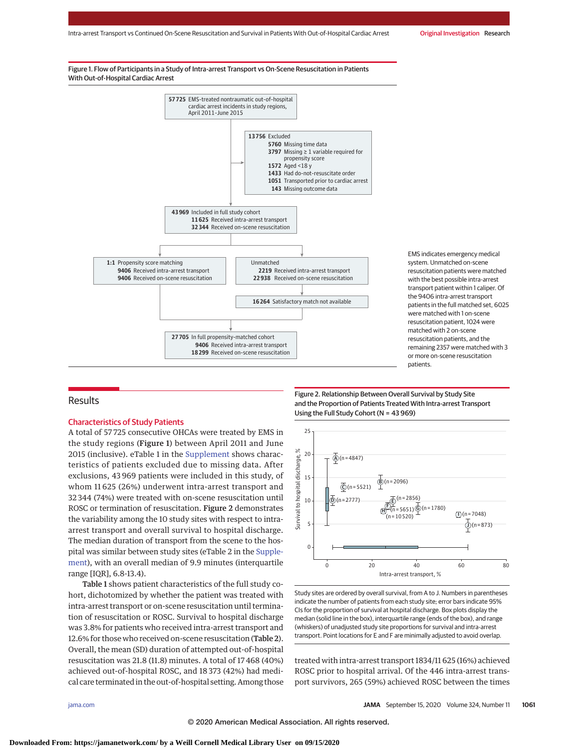Figure 1. Flow of Participants in a Study of Intra-arrest Transport vs On-Scene Resuscitation in Patients With Out-of-Hospital Cardiac Arrest

57 725 EMS-treated nontraumatic out-of-hospital cardiac arrest incidents in study regions, April 2011-June 2015

13 756 Excluded
- 5760 Missing time data
- 3797 Missing ≥ 1 variable required for propensity score
- 1572 Aged <18 y
- 1433 Had do-not-resuscitate order
- 1051 Transported prior to cardiac arrest
- 143 Missing outcome data

43 969 Included in full study cohort
- 11 625 Received intra-arrest transport
- 32 344 Received on-scene resuscitation

1:1 Propensity score matching
- 9406 Received intra-arrest transport
- 9406 Received on-scene resuscitation

Unmatched
- 2219 Received intra-arrest transport
- 22 938 Received on-scene resuscitation

16 264 Satisfactory match not available

27 705 In full propensity-matched cohort
- 9406 Received intra-arrest transport
- 18 299 Received on-scene resuscitation

EMS indicates emergency medical system. Unmatched on-scene resuscitation patients were matched with the best possible intra-arrest transport patient within 1 caliper. Of the 9406 intra-arrest transport patients in the full matched set, 6025 were matched with 1 on-scene resuscitation patient, 1024 were matched with 2 on-scene resuscitation patients, and the remaining 2357 were matched with 3 or more on-scene resuscitation patients.

## Results

### Characteristics of Study Patients

A total of 57 725 consecutive OHCAs were treated by EMS in the study regions (Figure 1) between April 2011 and June 2015 (inclusive). eTable 1 in the Supplement shows characteristics of patients excluded due to missing data. After exclusions, 43 969 patients were included in this study, of whom 11 625 (26%) underwent intra-arrest transport and 32 344 (74%) were treated with on-scene resuscitation until ROSC or termination of resuscitation. Figure 2 demonstrates the variability among the 10 study sites with respect to intra-arrest transport and overall survival to hospital discharge. The median duration of transport from the scene to the hospital was similar between study sites (eTable 2 in the Supplement), with an overall median of 9.9 minutes (interquartile range [IQR], 6.8-13.4).

Table 1 shows patient characteristics of the full study cohort, dichotomized by whether the patient was treated with intra-arrest transport or on-scene resuscitation until termination of resuscitation or ROSC. Survival to hospital discharge was 3.8% for patients who received intra-arrest transport and 12.6% for those who received on-scene resuscitation (Table 2). Overall, the mean (SD) duration of attempted out-of-hospital resuscitation was 21.8 (11.8) minutes. A total of 17 468 (40%) achieved out-of-hospital ROSC, and 18 373 (42%) had medical care terminated in the out-of-hospital setting. Among those treated with intra-arrest transport 1834/11 625 (16%) achieved ROSC prior to hospital arrival. Of the 446 intra-arrest transport survivors, 265 (59%) achieved ROSC between the times

Figure 2. Relationship Between Overall Survival by Study Site and the Proportion of Patients Treated With Intra-arrest Transport Using the Full Study Cohort (N = 43 969)

Study sites are ordered by overall survival, from A to J. Numbers in parentheses indicate the number of patients from each study site; error bars indicate 95% CIs for the proportion of survival at hospital discharge. Box plots display the median (solid line in the box), interquartile range (ends of the box), and range (whiskers) of unadjusted study site proportions for survival and intra-arrest transport. Point locations for E and F are minimally adjusted to avoid overlap.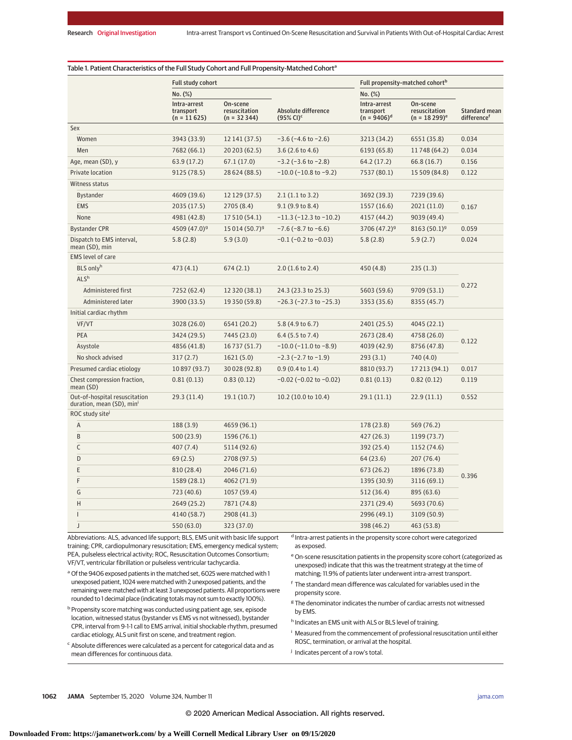Table 1. Patient Characteristics of the Full Study Cohort and Full Propensity-Matched Cohort[a]

| | Full study cohort | | | Full propensity-matched cohort[b] | | |
|---|---|---|---|---|---|---|
| | No. (%) | | | No. (%) | | |
| | Intra-arrest transport (n = 11 625) | On-scene resuscitation (n = 32 344) | Absolute difference (95% CI)[c] | Intra-arrest transport (n = 9406)[d] | On-scene resuscitation (n = 18 299)[e] | Standard mean difference[f] |
| Sex | | | | | | |
| Women | 3943 (33.9) | 12 141 (37.5) | −3.6 (−4.6 to −2.6) | 3213 (34.2) | 6551 (35.8) | 0.034 |
| Men | 7682 (66.1) | 20 203 (62.5) | 3.6 (2.6 to 4.6) | 6193 (65.8) | 11 748 (64.2) | 0.034 |
| Age, mean (SD), y | 63.9 (17.2) | 67.1 (17.0) | −3.2 (−3.6 to −2.8) | 64.2 (17.2) | 66.8 (16.7) | 0.156 |
| Private location | 9125 (78.5) | 28 624 (88.5) | −10.0 (−10.8 to −9.2) | 7537 (80.1) | 15 509 (84.8) | 0.122 |
| Witness status | | | | | | |
| Bystander | 4609 (39.6) | 12 129 (37.5) | 2.1 (1.1 to 3.2) | 3692 (39.3) | 7239 (39.6) | 0.167 |
| EMS | 2035 (17.5) | 2705 (8.4) | 9.1 (9.9 to 8.4) | 1557 (16.6) | 2021 (11.0) | |
| None | 4981 (42.8) | 17 510 (54.1) | −11.3 (−12.3 to −10.2) | 4157 (44.2) | 9039 (49.4) | |
| Bystander CPR | 4509 (47.0)[g] | 15 014 (50.7)[g] | −7.6 (−8.7 to −6.6) | 3706 (47.2)[g] | 8163 (50.1)[g] | 0.059 |
| Dispatch to EMS interval, mean (SD), min | 5.8 (2.8) | 5.9 (3.0) | −0.1 (−0.2 to −0.03) | 5.8 (2.8) | 5.9 (2.7) | 0.024 |
| EMS level of care | | | | | | |
| BLS only[h] | 473 (4.1) | 674 (2.1) | 2.0 (1.6 to 2.4) | 450 (4.8) | 235 (1.3) | 0.272 |
| ALS[h] | | | | | | |
| Administered first | 7252 (62.4) | 12 320 (38.1) | 24.3 (23.3 to 25.3) | 5603 (59.6) | 9709 (53.1) | |
| Administered later | 3900 (33.5) | 19 350 (59.8) | −26.3 (−27.3 to −25.3) | 3353 (35.6) | 8355 (45.7) | |
| Initial cardiac rhythm | | | | | | |
| VF/VT | 3028 (26.0) | 6541 (20.2) | 5.8 (4.9 to 6.7) | 2401 (25.5) | 4045 (22.1) | 0.122 |
| PEA | 3424 (29.5) | 7445 (23.0) | 6.4 (5.5 to 7.4) | 2673 (28.4) | 4758 (26.0) | |
| Asystole | 4856 (41.8) | 16 737 (51.7) | −10.0 (−11.0 to −8.9) | 4039 (42.9) | 8756 (47.8) | |
| No shock advised | 317 (2.7) | 1621 (5.0) | −2.3 (−2.7 to −1.9) | 293 (3.1) | 740 (4.0) | |
| Presumed cardiac etiology | 10 897 (93.7) | 30 028 (92.8) | 0.9 (0.4 to 1.4) | 8810 (93.7) | 17 213 (94.1) | 0.017 |
| Chest compression fraction, mean (SD) | 0.81 (0.13) | 0.83 (0.12) | −0.02 (−0.02 to −0.02) | 0.81 (0.13) | 0.82 (0.12) | 0.119 |
| Out-of-hospital resuscitation duration, mean (SD), min[i] | 29.3 (11.4) | 19.1 (10.7) | 10.2 (10.0 to 10.4) | 29.1 (11.1) | 22.9 (11.1) | 0.552 |
| ROC study site[j] | | | | | | |
| A | 188 (3.9) | 4659 (96.1) | | 178 (23.8) | 569 (76.2) | 0.396 |
| B | 500 (23.9) | 1596 (76.1) | | 427 (26.3) | 1199 (73.7) | |
| C | 407 (7.4) | 5114 (92.6) | | 392 (25.4) | 1152 (74.6) | |
| D | 69 (2.5) | 2708 (97.5) | | 64 (23.6) | 207 (76.4) | |
| E | 810 (28.4) | 2046 (71.6) | | 673 (26.2) | 1896 (73.8) | |
| F | 1589 (28.1) | 4062 (71.9) | | 1395 (30.9) | 3116 (69.1) | |
| G | 723 (40.6) | 1057 (59.4) | | 512 (36.4) | 895 (63.6) | |
| H | 2649 (25.2) | 7871 (74.8) | | 2371 (29.4) | 5693 (70.6) | |
| I | 4140 (58.7) | 2908 (41.3) | | 2996 (49.1) | 3109 (50.9) | |
| J | 550 (63.0) | 323 (37.0) | | 398 (46.2) | 463 (53.8) | |

Abbreviations: ALS, advanced life support; BLS, EMS unit with basic life support training; CPR, cardiopulmonary resuscitation; EMS, emergency medical system; PEA, pulseless electrical activity; ROC, Resuscitation Outcomes Consortium; VF/VT, ventricular fibrillation or pulseless ventricular tachycardia.

[a] Of the 9406 exposed patients in the matched set, 6025 were matched with 1 unexposed patient, 1024 were matched with 2 unexposed patients, and the remaining were matched with at least 3 unexposed patients. All proportions were rounded to 1 decimal place (indicating totals may not sum to exactly 100%).

[b] Propensity score matching was conducted using patient age, sex, episode location, witnessed status (bystander vs EMS vs not witnessed), bystander CPR, interval from 9-1-1 call to EMS arrival, initial shockable rhythm, presumed cardiac etiology, ALS unit first on scene, and treatment region.

[c] Absolute differences were calculated as a percent for categorical data and as mean differences for continuous data.

[d] Intra-arrest patients in the propensity score cohort were categorized as exposed.

[e] On-scene resuscitation patients in the propensity score cohort (categorized as unexposed) indicate that this was the treatment strategy at the time of matching; 11.9% of patients later underwent intra-arrest transport.

[f] The standard mean difference was calculated for variables used in the propensity score.

[g] The denominator indicates the number of cardiac arrests not witnessed by EMS.

[h] Indicates an EMS unit with ALS or BLS level of training.

[i] Measured from the commencement of professional resuscitation until either ROSC, termination, or arrival at the hospital.

[j] Indicates percent of a row's total.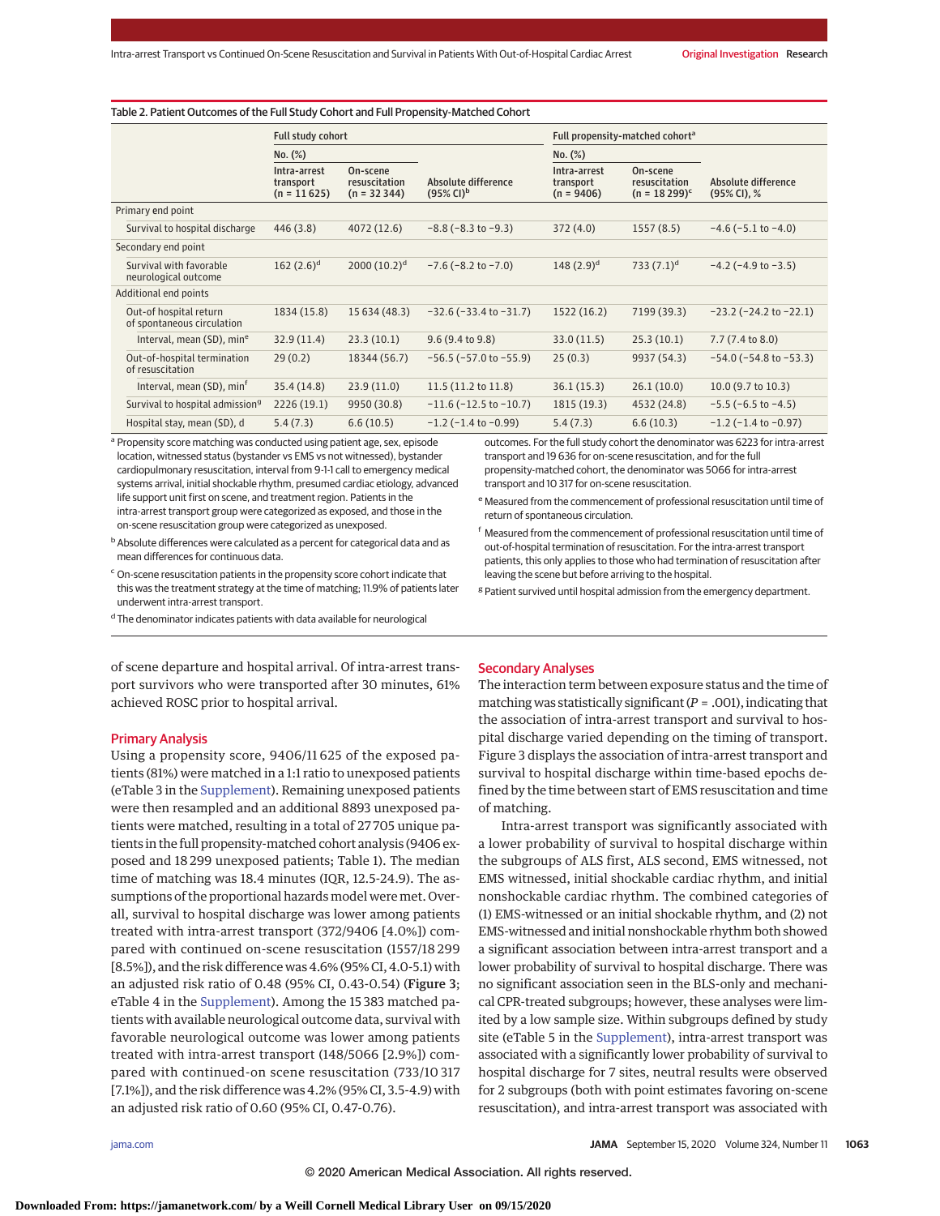Table 2. Patient Outcomes of the Full Study Cohort and Full Propensity-Matched Cohort

| | Full study cohort | | | Full propensity-matched cohort[a] | | |
|---|---|---|---|---|---|---|
| | No. (%) | | | No. (%) | | |
| | Intra-arrest transport (n = 11 625) | On-scene resuscitation (n = 32 344) | Absolute difference (95% CI)[b] | Intra-arrest transport (n = 9406) | On-scene resuscitation (n = 18 299)[c] | Absolute difference (95% CI), % |
| **Primary end point** | | | | | | |
| Survival to hospital discharge | 446 (3.8) | 4072 (12.6) | −8.8 (−8.3 to −9.3) | 372 (4.0) | 1557 (8.5) | −4.6 (−5.1 to −4.0) |
| **Secondary end point** | | | | | | |
| Survival with favorable neurological outcome | 162 (2.6)[d] | 2000 (10.2)[d] | −7.6 (−8.2 to −7.0) | 148 (2.9)[d] | 733 (7.1)[d] | −4.2 (−4.9 to −3.5) |
| **Additional end points** | | | | | | |
| Out-of hospital return of spontaneous circulation | 1834 (15.8) | 15 634 (48.3) | −32.6 (−33.4 to −31.7) | 1522 (16.2) | 7199 (39.3) | −23.2 (−24.2 to −22.1) |
| Interval, mean (SD), min[e] | 32.9 (11.4) | 23.3 (10.1) | 9.6 (9.4 to 9.8) | 33.0 (11.5) | 25.3 (10.1) | 7.7 (7.4 to 8.0) |
| Out-of-hospital termination of resuscitation | 29 (0.2) | 18344 (56.7) | −56.5 (−57.0 to −55.9) | 25 (0.3) | 9937 (54.3) | −54.0 (−54.8 to −53.3) |
| Interval, mean (SD), min[f] | 35.4 (14.8) | 23.9 (11.0) | 11.5 (11.2 to 11.8) | 36.1 (15.3) | 26.1 (10.0) | 10.0 (9.7 to 10.3) |
| Survival to hospital admission[g] | 2226 (19.1) | 9950 (30.8) | −11.6 (−12.5 to −10.7) | 1815 (19.3) | 4532 (24.8) | −5.5 (−6.5 to −4.5) |
| Hospital stay, mean (SD), d | 5.4 (7.3) | 6.6 (10.5) | −1.2 (−1.4 to −0.99) | 5.4 (7.3) | 6.6 (10.3) | −1.2 (−1.4 to −0.97) |

[a] Propensity score matching was conducted using patient age, sex, episode location, witnessed status (bystander vs EMS vs not witnessed), bystander cardiopulmonary resuscitation, interval from 9-1-1 call to emergency medical systems arrival, initial shockable rhythm, presumed cardiac etiology, advanced life support unit first on scene, and treatment region. Patients in the intra-arrest transport group were categorized as exposed, and those in the on-scene resuscitation group were categorized as unexposed.

[b] Absolute differences were calculated as a percent for categorical data and as mean differences for continuous data.

[c] On-scene resuscitation patients in the propensity score cohort indicate that this was the treatment strategy at the time of matching; 11.9% of patients later underwent intra-arrest transport.

[d] The denominator indicates patients with data available for neurological outcomes. For the full study cohort the denominator was 6223 for intra-arrest transport and 19 636 for on-scene resuscitation, and for the full propensity-matched cohort, the denominator was 5066 for intra-arrest transport and 10 317 for on-scene resuscitation.

[e] Measured from the commencement of professional resuscitation until time of return of spontaneous circulation.

[f] Measured from the commencement of professional resuscitation until time of out-of-hospital termination of resuscitation. For the intra-arrest transport patients, this only applies to those who had termination of resuscitation after leaving the scene but before arriving to the hospital.

[g] Patient survived until hospital admission from the emergency department.

of scene departure and hospital arrival. Of intra-arrest transport survivors who were transported after 30 minutes, 61% achieved ROSC prior to hospital arrival.

### Primary Analysis

Using a propensity score, 9406/11 625 of the exposed patients (81%) were matched in a 1:1 ratio to unexposed patients (eTable 3 in the Supplement). Remaining unexposed patients were then resampled and an additional 8893 unexposed patients were matched, resulting in a total of 27 705 unique patients in the full propensity-matched cohort analysis (9406 exposed and 18 299 unexposed patients; Table 1). The median time of matching was 18.4 minutes (IQR, 12.5-24.9). The assumptions of the proportional hazards model were met. Overall, survival to hospital discharge was lower among patients treated with intra-arrest transport (372/9406 [4.0%]) compared with continued on-scene resuscitation (1557/18 299 [8.5%]), and the risk difference was 4.6% (95% CI, 4.0-5.1) with an adjusted risk ratio of 0.48 (95% CI, 0.43-0.54) (**Figure 3**; eTable 4 in the Supplement). Among the 15 383 matched patients with available neurological outcome data, survival with favorable neurological outcome was lower among patients treated with intra-arrest transport (148/5066 [2.9%]) compared with continued-on scene resuscitation (733/10 317 [7.1%]), and the risk difference was 4.2% (95% CI, 3.5-4.9) with an adjusted risk ratio of 0.60 (95% CI, 0.47-0.76).

### Secondary Analyses

The interaction term between exposure status and the time of matching was statistically significant (*P* = .001), indicating that the association of intra-arrest transport and survival to hospital discharge varied depending on the timing of transport. Figure 3 displays the association of intra-arrest transport and survival to hospital discharge within time-based epochs defined by the time between start of EMS resuscitation and time of matching.

Intra-arrest transport was significantly associated with a lower probability of survival to hospital discharge within the subgroups of ALS first, ALS second, EMS witnessed, not EMS witnessed, initial shockable cardiac rhythm, and initial nonshockable cardiac rhythm. The combined categories of (1) EMS-witnessed or an initial shockable rhythm, and (2) not EMS-witnessed and initial nonshockable rhythm both showed a significant association between intra-arrest transport and a lower probability of survival to hospital discharge. There was no significant association seen in the BLS-only and mechanical CPR-treated subgroups; however, these analyses were limited by a low sample size. Within subgroups defined by study site (eTable 5 in the Supplement), intra-arrest transport was associated with a significantly lower probability of survival to hospital discharge for 7 sites, neutral results were observed for 2 subgroups (both with point estimates favoring on-scene resuscitation), and intra-arrest transport was associated with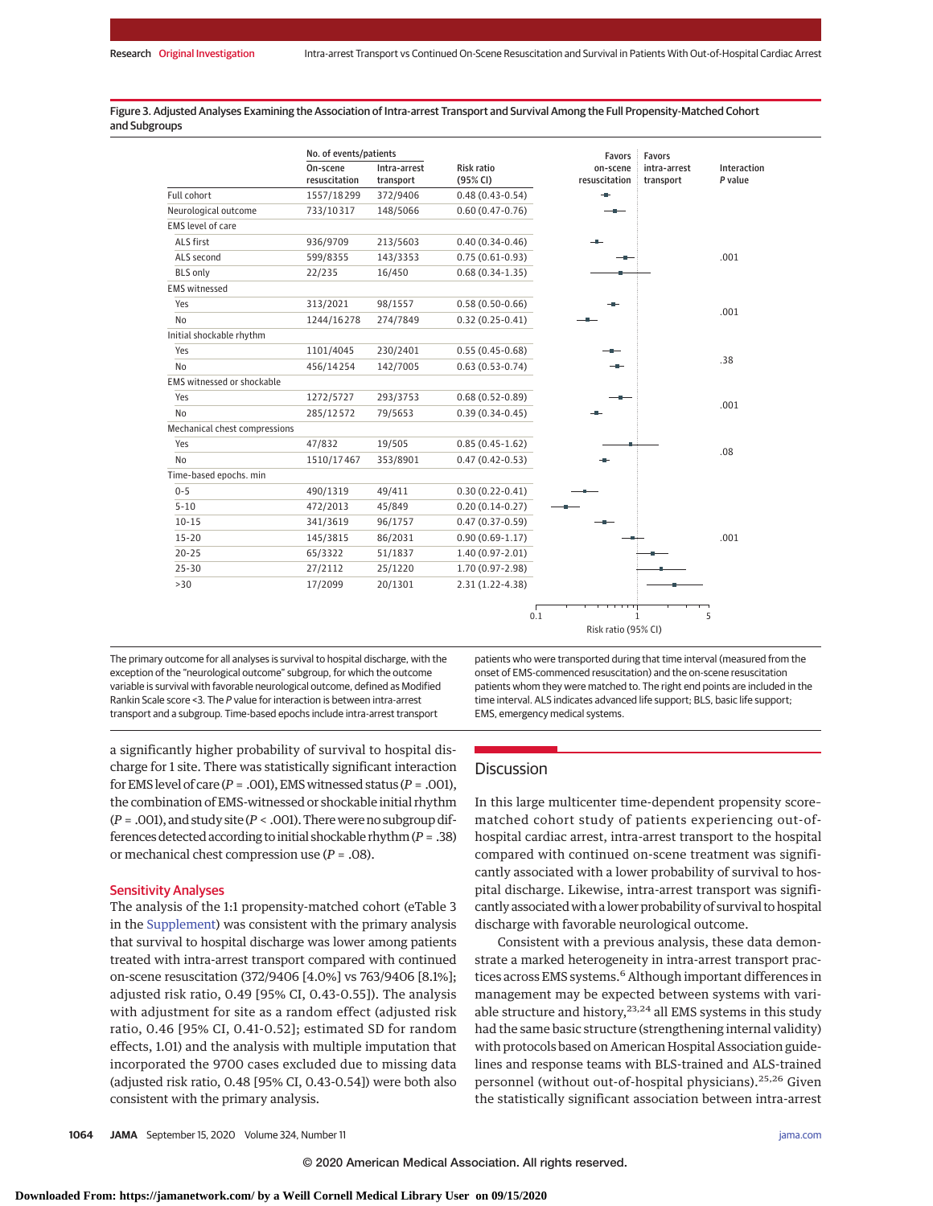Figure 3. Adjusted Analyses Examining the Association of Intra-arrest Transport and Survival Among the Full Propensity-Matched Cohort and Subgroups

| | No. of events/patients On-scene resuscitation | No. of events/patients Intra-arrest transport | Risk ratio (95% CI) | Interaction P value |
|---|---|---|---|---|
| Full cohort | 1557/18299 | 372/9406 | 0.48 (0.43-0.54) | |
| Neurological outcome | 733/10317 | 148/5066 | 0.60 (0.47-0.76) | |
| EMS level of care | | | | .001 |
| ALS first | 936/9709 | 213/5603 | 0.40 (0.34-0.46) | |
| ALS second | 599/8355 | 143/3353 | 0.75 (0.61-0.93) | |
| BLS only | 22/235 | 16/450 | 0.68 (0.34-1.35) | |
| EMS witnessed | | | | .001 |
| Yes | 313/2021 | 98/1557 | 0.58 (0.50-0.66) | |
| No | 1244/16278 | 274/7849 | 0.32 (0.25-0.41) | |
| Initial shockable rhythm | | | | .38 |
| Yes | 1101/4045 | 230/2401 | 0.55 (0.45-0.68) | |
| No | 456/14254 | 142/7005 | 0.63 (0.53-0.74) | |
| EMS witnessed or shockable | | | | .001 |
| Yes | 1272/5727 | 293/3753 | 0.68 (0.52-0.89) | |
| No | 285/12572 | 79/5653 | 0.39 (0.34-0.45) | |
| Mechanical chest compressions | | | | .08 |
| Yes | 47/832 | 19/505 | 0.85 (0.45-1.62) | |
| No | 1510/17467 | 353/8901 | 0.47 (0.42-0.53) | |
| Time-based epochs, min | | | | .001 |
| 0-5 | 490/1319 | 49/411 | 0.30 (0.22-0.41) | |
| 5-10 | 472/2013 | 45/849 | 0.20 (0.14-0.27) | |
| 10-15 | 341/3619 | 96/1757 | 0.47 (0.37-0.59) | |
| 15-20 | 145/3815 | 86/2031 | 0.90 (0.69-1.17) | |
| 20-25 | 65/3322 | 51/1837 | 1.40 (0.97-2.01) | |
| 25-30 | 27/2112 | 25/1220 | 1.70 (0.97-2.98) | |
| >30 | 17/2099 | 20/1301 | 2.31 (1.22-4.38) | |

Risk ratio (95% CI) axis: 0.1 to 5; left of 1 favors on-scene resuscitation, right of 1 favors intra-arrest transport.

The primary outcome for all analyses is survival to hospital discharge, with the exception of the "neurological outcome" subgroup, for which the outcome variable is survival with favorable neurological outcome, defined as Modified Rankin Scale score <3. The *P* value for interaction is between intra-arrest transport and a subgroup. Time-based epochs include intra-arrest transport patients who were transported during that time interval (measured from the onset of EMS-commenced resuscitation) and the on-scene resuscitation patients whom they were matched to. The right end points are included in the time interval. ALS indicates advanced life support; BLS, basic life support; EMS, emergency medical systems.

a significantly higher probability of survival to hospital discharge for 1 site. There was statistically significant interaction for EMS level of care (*P* = .001), EMS witnessed status (*P* = .001), the combination of EMS-witnessed or shockable initial rhythm (*P* = .001), and study site (*P* < .001). There were no subgroup differences detected according to initial shockable rhythm (*P* = .38) or mechanical chest compression use (*P* = .08).

### Sensitivity Analyses

The analysis of the 1:1 propensity-matched cohort (eTable 3 in the Supplement) was consistent with the primary analysis that survival to hospital discharge was lower among patients treated with intra-arrest transport compared with continued on-scene resuscitation (372/9406 [4.0%] vs 763/9406 [8.1%]; adjusted risk ratio, 0.49 [95% CI, 0.43-0.55]). The analysis with adjustment for site as a random effect (adjusted risk ratio, 0.46 [95% CI, 0.41-0.52]; estimated SD for random effects, 1.01) and the analysis with multiple imputation that incorporated the 9700 cases excluded due to missing data (adjusted risk ratio, 0.48 [95% CI, 0.43-0.54]) were both also consistent with the primary analysis.

## Discussion

In this large multicenter time-dependent propensity score-matched cohort study of patients experiencing out-of-hospital cardiac arrest, intra-arrest transport to the hospital compared with continued on-scene treatment was significantly associated with a lower probability of survival to hospital discharge. Likewise, intra-arrest transport was significantly associated with a lower probability of survival to hospital discharge with favorable neurological outcome.

Consistent with a previous analysis, these data demonstrate a marked heterogeneity in intra-arrest transport practices across EMS systems.[6] Although important differences in management may be expected between systems with variable structure and history,[23,24] all EMS systems in this study had the same basic structure (strengthening internal validity) with protocols based on American Hospital Association guidelines and response teams with BLS-trained and ALS-trained personnel (without out-of-hospital physicians).[25,26] Given the statistically significant association between intra-arrest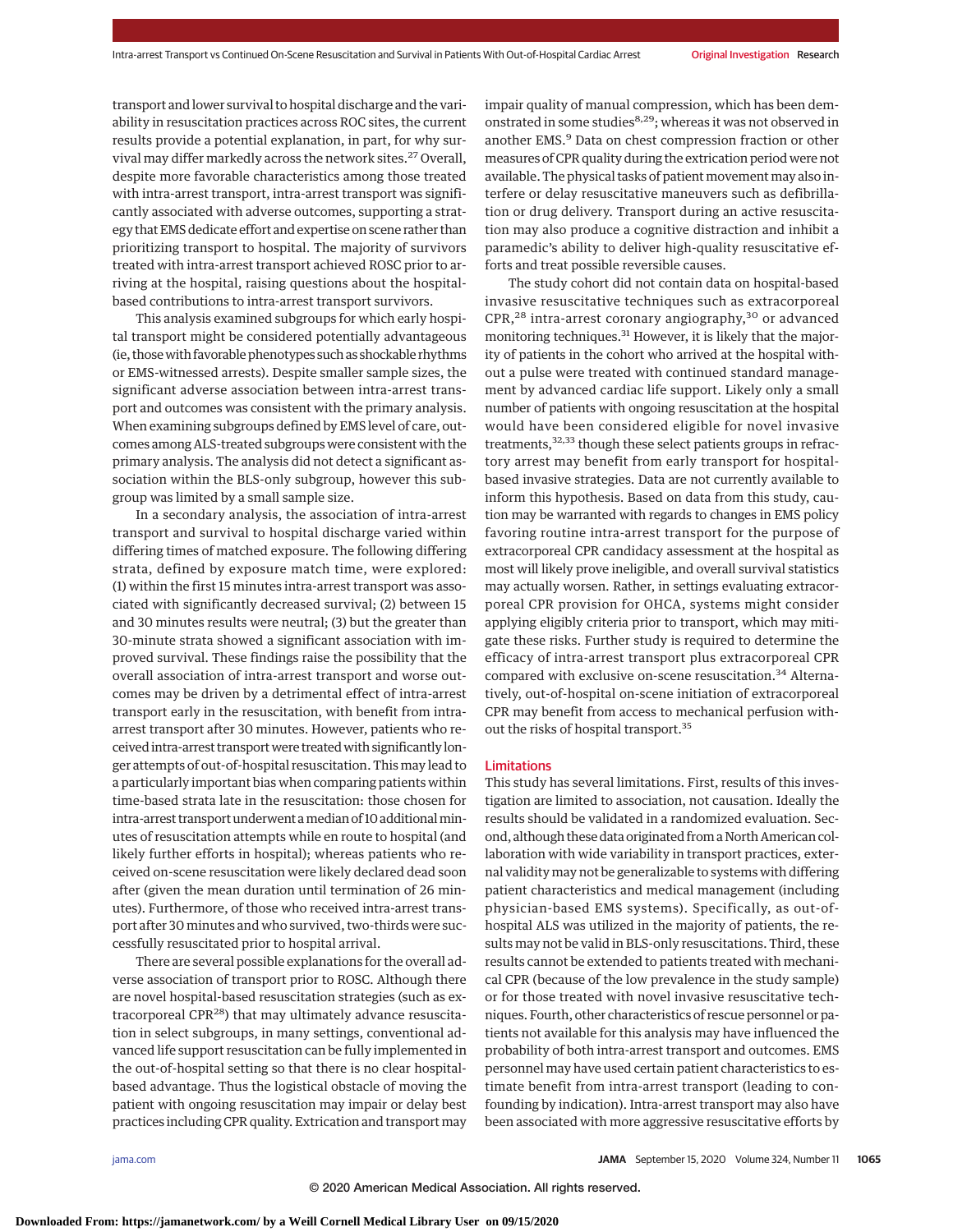transport and lower survival to hospital discharge and the variability in resuscitation practices across ROC sites, the current results provide a potential explanation, in part, for why survival may differ markedly across the network sites.[27] Overall, despite more favorable characteristics among those treated with intra-arrest transport, intra-arrest transport was significantly associated with adverse outcomes, supporting a strategy that EMS dedicate effort and expertise on scene rather than prioritizing transport to hospital. The majority of survivors treated with intra-arrest transport achieved ROSC prior to arriving at the hospital, raising questions about the hospital-based contributions to intra-arrest transport survivors.

This analysis examined subgroups for which early hospital transport might be considered potentially advantageous (ie, those with favorable phenotypes such as shockable rhythms or EMS-witnessed arrests). Despite smaller sample sizes, the significant adverse association between intra-arrest transport and outcomes was consistent with the primary analysis. When examining subgroups defined by EMS level of care, outcomes among ALS-treated subgroups were consistent with the primary analysis. The analysis did not detect a significant association within the BLS-only subgroup, however this subgroup was limited by a small sample size.

In a secondary analysis, the association of intra-arrest transport and survival to hospital discharge varied within differing times of matched exposure. The following differing strata, defined by exposure match time, were explored: (1) within the first 15 minutes intra-arrest transport was associated with significantly decreased survival; (2) between 15 and 30 minutes results were neutral; (3) but the greater than 30-minute strata showed a significant association with improved survival. These findings raise the possibility that the overall association of intra-arrest transport and worse outcomes may be driven by a detrimental effect of intra-arrest transport early in the resuscitation, with benefit from intra-arrest transport after 30 minutes. However, patients who received intra-arrest transport were treated with significantly longer attempts of out-of-hospital resuscitation. This may lead to a particularly important bias when comparing patients within time-based strata late in the resuscitation: those chosen for intra-arrest transport underwent a median of 10 additional minutes of resuscitation attempts while en route to hospital (and likely further efforts in hospital); whereas patients who received on-scene resuscitation were likely declared dead soon after (given the mean duration until termination of 26 minutes). Furthermore, of those who received intra-arrest transport after 30 minutes and who survived, two-thirds were successfully resuscitated prior to hospital arrival.

There are several possible explanations for the overall adverse association of transport prior to ROSC. Although there are novel hospital-based resuscitation strategies (such as extracorporeal CPR[28]) that may ultimately advance resuscitation in select subgroups, in many settings, conventional advanced life support resuscitation can be fully implemented in the out-of-hospital setting so that there is no clear hospital-based advantage. Thus the logistical obstacle of moving the patient with ongoing resuscitation may impair or delay best practices including CPR quality. Extrication and transport may impair quality of manual compression, which has been demonstrated in some studies[8,29]; whereas it was not observed in another EMS.[9] Data on chest compression fraction or other measures of CPR quality during the extrication period were not available. The physical tasks of patient movement may also interfere or delay resuscitative maneuvers such as defibrillation or drug delivery. Transport during an active resuscitation may also produce a cognitive distraction and inhibit a paramedic's ability to deliver high-quality resuscitative efforts and treat possible reversible causes.

The study cohort did not contain data on hospital-based invasive resuscitative techniques such as extracorporeal CPR,[28] intra-arrest coronary angiography,[30] or advanced monitoring techniques.[31] However, it is likely that the majority of patients in the cohort who arrived at the hospital without a pulse were treated with continued standard management by advanced cardiac life support. Likely only a small number of patients with ongoing resuscitation at the hospital would have been considered eligible for novel invasive treatments,[32,33] though these select patients groups in refractory arrest may benefit from early transport for hospital-based invasive strategies. Data are not currently available to inform this hypothesis. Based on data from this study, caution may be warranted with regards to changes in EMS policy favoring routine intra-arrest transport for the purpose of extracorporeal CPR candidacy assessment at the hospital as most will likely prove ineligible, and overall survival statistics may actually worsen. Rather, in settings evaluating extracorporeal CPR provision for OHCA, systems might consider applying eligibly criteria prior to transport, which may mitigate these risks. Further study is required to determine the efficacy of intra-arrest transport plus extracorporeal CPR compared with exclusive on-scene resuscitation.[34] Alternatively, out-of-hospital on-scene initiation of extracorporeal CPR may benefit from access to mechanical perfusion without the risks of hospital transport.[35]

## Limitations

This study has several limitations. First, results of this investigation are limited to association, not causation. Ideally the results should be validated in a randomized evaluation. Second, although these data originated from a North American collaboration with wide variability in transport practices, external validity may not be generalizable to systems with differing patient characteristics and medical management (including physician-based EMS systems). Specifically, as out-of-hospital ALS was utilized in the majority of patients, the results may not be valid in BLS-only resuscitations. Third, these results cannot be extended to patients treated with mechanical CPR (because of the low prevalence in the study sample) or for those treated with novel invasive resuscitative techniques. Fourth, other characteristics of rescue personnel or patients not available for this analysis may have influenced the probability of both intra-arrest transport and outcomes. EMS personnel may have used certain patient characteristics to estimate benefit from intra-arrest transport (leading to confounding by indication). Intra-arrest transport may also have been associated with more aggressive resuscitative efforts by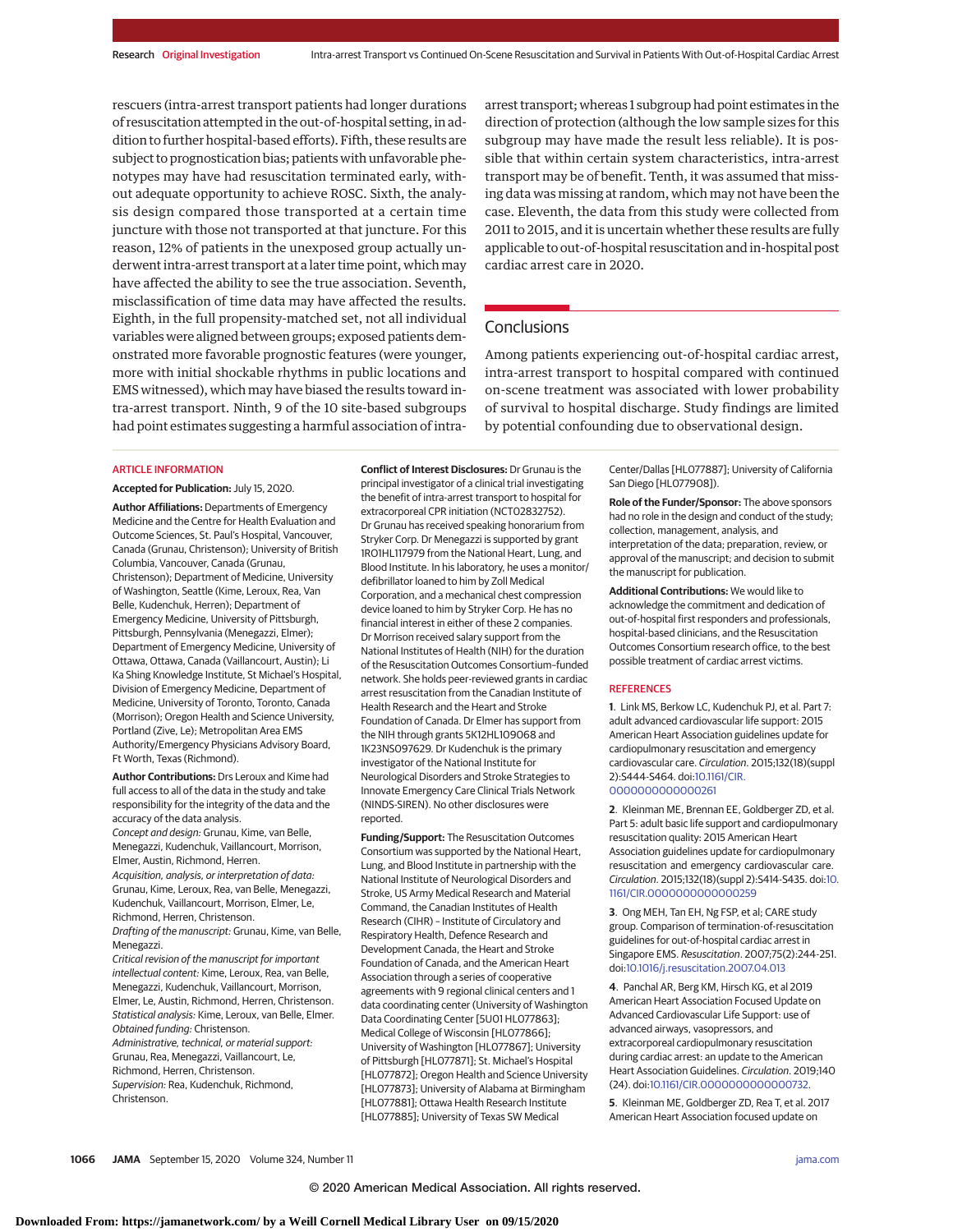rescuers (intra-arrest transport patients had longer durations of resuscitation attempted in the out-of-hospital setting, in addition to further hospital-based efforts). Fifth, these results are subject to prognostication bias; patients with unfavorable phenotypes may have had resuscitation terminated early, without adequate opportunity to achieve ROSC. Sixth, the analysis design compared those transported at a certain time juncture with those not transported at that juncture. For this reason, 12% of patients in the unexposed group actually underwent intra-arrest transport at a later time point, which may have affected the ability to see the true association. Seventh, misclassification of time data may have affected the results. Eighth, in the full propensity-matched set, not all individual variables were aligned between groups; exposed patients demonstrated more favorable prognostic features (were younger, more with initial shockable rhythms in public locations and EMS witnessed), which may have biased the results toward intra-arrest transport. Ninth, 9 of the 10 site-based subgroups had point estimates suggesting a harmful association of intra-arrest transport; whereas 1 subgroup had point estimates in the direction of protection (although the low sample sizes for this subgroup may have made the result less reliable). It is possible that within certain system characteristics, intra-arrest transport may be of benefit. Tenth, it was assumed that missing data was missing at random, which may not have been the case. Eleventh, the data from this study were collected from 2011 to 2015, and it is uncertain whether these results are fully applicable to out-of-hospital resuscitation and in-hospital post cardiac arrest care in 2020.

## Conclusions

Among patients experiencing out-of-hospital cardiac arrest, intra-arrest transport to hospital compared with continued on-scene treatment was associated with lower probability of survival to hospital discharge. Study findings are limited by potential confounding due to observational design.

### ARTICLE INFORMATION

**Accepted for Publication:** July 15, 2020.

**Author Affiliations:** Departments of Emergency Medicine and the Centre for Health Evaluation and Outcome Sciences, St. Paul's Hospital, Vancouver, Canada (Grunau, Christenson); University of British Columbia, Vancouver, Canada (Grunau, Christenson); Department of Medicine, University of Washington, Seattle (Kime, Leroux, Rea, Van Belle, Kudenchuk, Herren); Department of Emergency Medicine, University of Pittsburgh, Pittsburgh, Pennsylvania (Menegazzi, Elmer); Department of Emergency Medicine, University of Ottawa, Ottawa, Canada (Vaillancourt, Austin); Li Ka Shing Knowledge Institute, St Michael's Hospital, Division of Emergency Medicine, Department of Medicine, University of Toronto, Toronto, Canada (Morrison); Oregon Health and Science University, Portland (Zive, Le); Metropolitan Area EMS Authority/Emergency Physicians Advisory Board, Ft Worth, Texas (Richmond).

**Author Contributions:** Drs Leroux and Kime had full access to all of the data in the study and take responsibility for the integrity of the data and the accuracy of the data analysis.
*Concept and design:* Grunau, Kime, van Belle, Menegazzi, Kudenchuk, Vaillancourt, Morrison, Elmer, Austin, Richmond, Herren.
*Acquisition, analysis, or interpretation of data:* Grunau, Kime, Leroux, Rea, van Belle, Menegazzi, Kudenchuk, Vaillancourt, Morrison, Elmer, Le, Richmond, Herren, Christenson.
*Drafting of the manuscript:* Grunau, Kime, van Belle, Menegazzi.
*Critical revision of the manuscript for important intellectual content:* Kime, Leroux, Rea, van Belle, Menegazzi, Kudenchuk, Vaillancourt, Morrison, Elmer, Le, Austin, Richmond, Herren, Christenson.
*Statistical analysis:* Kime, Leroux, van Belle, Elmer.
*Obtained funding:* Christenson.
*Administrative, technical, or material support:* Grunau, Rea, Menegazzi, Vaillancourt, Le, Richmond, Herren, Christenson.
*Supervision:* Rea, Kudenchuk, Richmond, Christenson.

**Conflict of Interest Disclosures:** Dr Grunau is the principal investigator of a clinical trial investigating the benefit of intra-arrest transport to hospital for extracorporeal CPR initiation (NCT02832752). Dr Grunau has received speaking honorarium from Stryker Corp. Dr Menegazzi is supported by grant 1RO1HL117979 from the National Heart, Lung, and Blood Institute. In his laboratory, he uses a monitor/defibrillator loaned to him by Zoll Medical Corporation, and a mechanical chest compression device loaned to him by Stryker Corp. He has no financial interest in either of these 2 companies. Dr Morrison received salary support from the National Institutes of Health (NIH) for the duration of the Resuscitation Outcomes Consortium–funded network. She holds peer-reviewed grants in cardiac arrest resuscitation from the Canadian Institute of Health Research and the Heart and Stroke Foundation of Canada. Dr Elmer has support from the NIH through grants 5K12HL109068 and 1K23NS097629. Dr Kudenchuk is the primary investigator of the National Institute for Neurological Disorders and Stroke Strategies to Innovate Emergency Care Clinical Trials Network (NINDS-SIREN). No other disclosures were reported.

**Funding/Support:** The Resuscitation Outcomes Consortium was supported by the National Heart, Lung, and Blood Institute in partnership with the National Institute of Neurological Disorders and Stroke, US Army Medical Research and Material Command, the Canadian Institutes of Health Research (CIHR) – Institute of Circulatory and Respiratory Health, Defence Research and Development Canada, the Heart and Stroke Foundation of Canada, and the American Heart Association through a series of cooperative agreements with 9 regional clinical centers and 1 data coordinating center (University of Washington Data Coordinating Center [5U01 HL077863]; Medical College of Wisconsin [HL077866]; University of Washington [HL077867]; University of Pittsburgh [HL077871]; St. Michael's Hospital [HL077872]; Oregon Health and Science University [HL077873]; University of Alabama at Birmingham [HL077881]; Ottawa Health Research Institute [HL077885]; University of Texas SW Medical Center/Dallas [HL077887]; University of California San Diego [HL077908]).

**Role of the Funder/Sponsor:** The above sponsors had no role in the design and conduct of the study; collection, management, analysis, and interpretation of the data; preparation, review, or approval of the manuscript; and decision to submit the manuscript for publication.

**Additional Contributions:** We would like to acknowledge the commitment and dedication of out-of-hospital first responders and professionals, hospital-based clinicians, and the Resuscitation Outcomes Consortium research office, to the best possible treatment of cardiac arrest victims.

### REFERENCES

1. Link MS, Berkow LC, Kudenchuk PJ, et al. Part 7: adult advanced cardiovascular life support: 2015 American Heart Association guidelines update for cardiopulmonary resuscitation and emergency cardiovascular care. *Circulation*. 2015;132(18)(suppl 2):S444-S464. doi:10.1161/CIR.0000000000000261

2. Kleinman ME, Brennan EE, Goldberger ZD, et al. Part 5: adult basic life support and cardiopulmonary resuscitation quality: 2015 American Heart Association guidelines update for cardiopulmonary resuscitation and emergency cardiovascular care. *Circulation*. 2015;132(18)(suppl 2):S414-S435. doi:10.1161/CIR.0000000000000259

3. Ong MEH, Tan EH, Ng FSP, et al; CARE study group. Comparison of termination-of-resuscitation guidelines for out-of-hospital cardiac arrest in Singapore EMS. *Resuscitation*. 2007;75(2):244-251. doi:10.1016/j.resuscitation.2007.04.013

4. Panchal AR, Berg KM, Hirsch KG, et al 2019 American Heart Association Focused Update on Advanced Cardiovascular Life Support: use of advanced airways, vasopressors, and extracorporeal cardiopulmonary resuscitation during cardiac arrest: an update to the American Heart Association Guidelines. *Circulation*. 2019;140 (24). doi:10.1161/CIR.0000000000000732.

5. Kleinman ME, Goldberger ZD, Rea T, et al. 2017 American Heart Association focused update on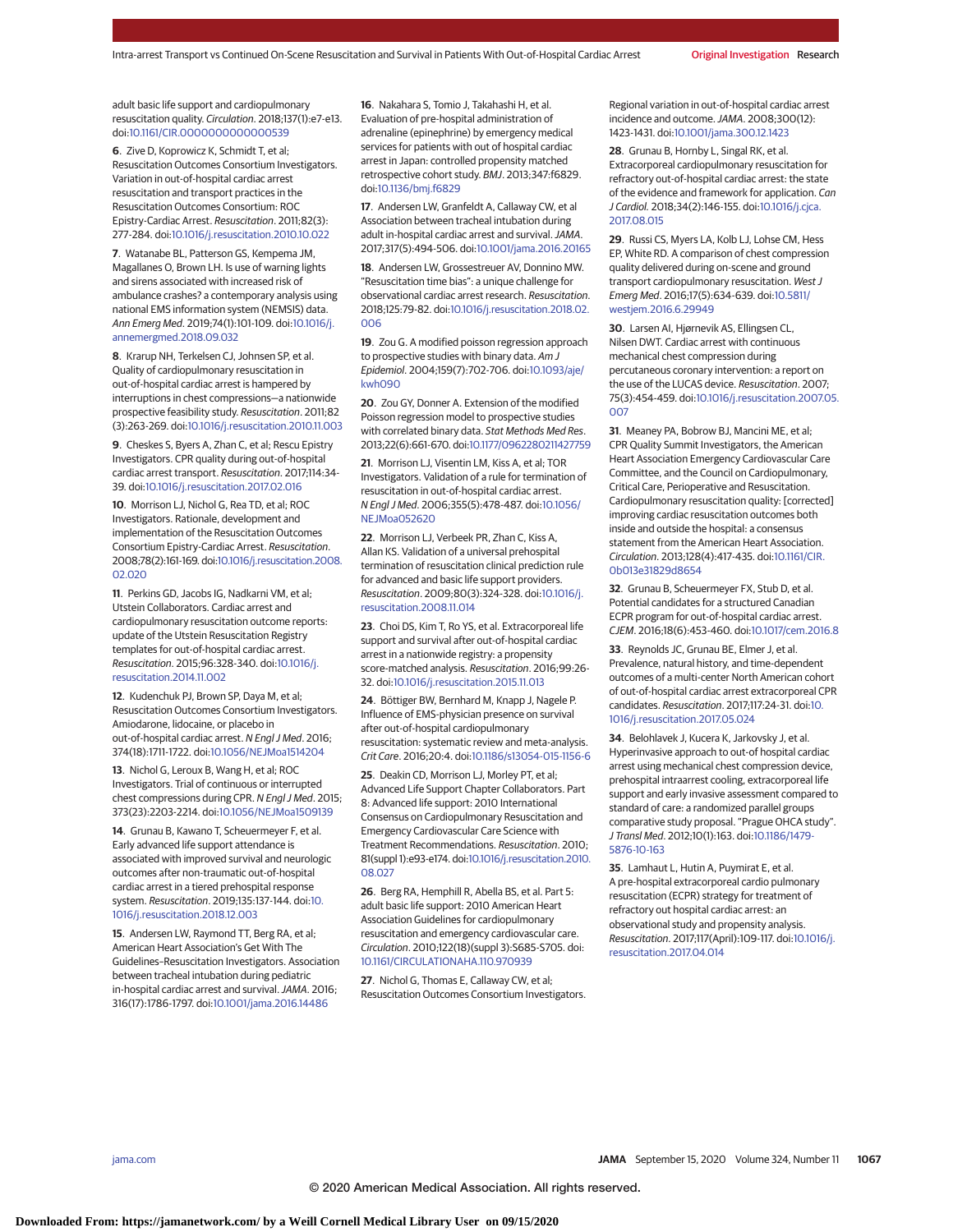adult basic life support and cardiopulmonary resuscitation quality. *Circulation*. 2018;137(1):e7-e13. doi:10.1161/CIR.0000000000000539

6. Zive D, Koprowicz K, Schmidt T, et al; Resuscitation Outcomes Consortium Investigators. Variation in out-of-hospital cardiac arrest resuscitation and transport practices in the Resuscitation Outcomes Consortium: ROC Epistry-Cardiac Arrest. *Resuscitation*. 2011;82(3):277-284. doi:10.1016/j.resuscitation.2010.10.022

7. Watanabe BL, Patterson GS, Kempema JM, Magallanes O, Brown LH. Is use of warning lights and sirens associated with increased risk of ambulance crashes? a contemporary analysis using national EMS information system (NEMSIS) data. *Ann Emerg Med*. 2019;74(1):101-109. doi:10.1016/j.annemergmed.2018.09.032

8. Krarup NH, Terkelsen CJ, Johnsen SP, et al. Quality of cardiopulmonary resuscitation in out-of-hospital cardiac arrest is hampered by interruptions in chest compressions—a nationwide prospective feasibility study. *Resuscitation*. 2011;82(3):263-269. doi:10.1016/j.resuscitation.2010.11.003

9. Cheskes S, Byers A, Zhan C, et al; Rescu Epistry Investigators. CPR quality during out-of-hospital cardiac arrest transport. *Resuscitation*. 2017;114:34-39. doi:10.1016/j.resuscitation.2017.02.016

10. Morrison LJ, Nichol G, Rea TD, et al; ROC Investigators. Rationale, development and implementation of the Resuscitation Outcomes Consortium Epistry-Cardiac Arrest. *Resuscitation*. 2008;78(2):161-169. doi:10.1016/j.resuscitation.2008.02.020

11. Perkins GD, Jacobs IG, Nadkarni VM, et al; Utstein Collaborators. Cardiac arrest and cardiopulmonary resuscitation outcome reports: update of the Utstein Resuscitation Registry templates for out-of-hospital cardiac arrest. *Resuscitation*. 2015;96:328-340. doi:10.1016/j.resuscitation.2014.11.002

12. Kudenchuk PJ, Brown SP, Daya M, et al; Resuscitation Outcomes Consortium Investigators. Amiodarone, lidocaine, or placebo in out-of-hospital cardiac arrest. *N Engl J Med*. 2016;374(18):1711-1722. doi:10.1056/NEJMoa1514204

13. Nichol G, Leroux B, Wang H, et al; ROC Investigators. Trial of continuous or interrupted chest compressions during CPR. *N Engl J Med*. 2015;373(23):2203-2214. doi:10.1056/NEJMoa1509139

14. Grunau B, Kawano T, Scheuermeyer F, et al. Early advanced life support attendance is associated with improved survival and neurologic outcomes after non-traumatic out-of-hospital cardiac arrest in a tiered prehospital response system. *Resuscitation*. 2019;135:137-144. doi:10.1016/j.resuscitation.2018.12.003

15. Andersen LW, Raymond TT, Berg RA, et al; American Heart Association's Get With The Guidelines–Resuscitation Investigators. Association between tracheal intubation during pediatric in-hospital cardiac arrest and survival. *JAMA*. 2016;316(17):1786-1797. doi:10.1001/jama.2016.14486

16. Nakahara S, Tomio J, Takahashi H, et al. Evaluation of pre-hospital administration of adrenaline (epinephrine) by emergency medical services for patients with out of hospital cardiac arrest in Japan: controlled propensity matched retrospective cohort study. *BMJ*. 2013;347:f6829. doi:10.1136/bmj.f6829

17. Andersen LW, Granfeldt A, Callaway CW, et al Association between tracheal intubation during adult in-hospital cardiac arrest and survival. *JAMA*. 2017;317(5):494-506. doi:10.1001/jama.2016.20165

18. Andersen LW, Grossestreuer AV, Donnino MW. "Resuscitation time bias": a unique challenge for observational cardiac arrest research. *Resuscitation*. 2018;125:79-82. doi:10.1016/j.resuscitation.2018.02.006

19. Zou G. A modified poisson regression approach to prospective studies with binary data. *Am J Epidemiol*. 2004;159(7):702-706. doi:10.1093/aje/kwh090

20. Zou GY, Donner A. Extension of the modified Poisson regression model to prospective studies with correlated binary data. *Stat Methods Med Res*. 2013;22(6):661-670. doi:10.1177/0962280211427759

21. Morrison LJ, Visentin LM, Kiss A, et al; TOR Investigators. Validation of a rule for termination of resuscitation in out-of-hospital cardiac arrest. *N Engl J Med*. 2006;355(5):478-487. doi:10.1056/NEJMoa052620

22. Morrison LJ, Verbeek PR, Zhan C, Kiss A, Allan KS. Validation of a universal prehospital termination of resuscitation clinical prediction rule for advanced and basic life support providers. *Resuscitation*. 2009;80(3):324-328. doi:10.1016/j.resuscitation.2008.11.014

23. Choi DS, Kim T, Ro YS, et al. Extracorporeal life support and survival after out-of-hospital cardiac arrest in a nationwide registry: a propensity score-matched analysis. *Resuscitation*. 2016;99:26-32. doi:10.1016/j.resuscitation.2015.11.013

24. Böttiger BW, Bernhard M, Knapp J, Nagele P. Influence of EMS-physician presence on survival after out-of-hospital cardiopulmonary resuscitation: systematic review and meta-analysis. *Crit Care*. 2016;20:4. doi:10.1186/s13054-015-1156-6

25. Deakin CD, Morrison LJ, Morley PT, et al; Advanced Life Support Chapter Collaborators. Part 8: Advanced life support: 2010 International Consensus on Cardiopulmonary Resuscitation and Emergency Cardiovascular Care Science with Treatment Recommendations. *Resuscitation*. 2010;81(suppl 1):e93-e174. doi:10.1016/j.resuscitation.2010.08.027

26. Berg RA, Hemphill R, Abella BS, et al. Part 5: adult basic life support: 2010 American Heart Association Guidelines for cardiopulmonary resuscitation and emergency cardiovascular care. *Circulation*. 2010;122(18)(suppl 3):S685-S705. doi:10.1161/CIRCULATIONAHA.110.970939

27. Nichol G, Thomas E, Callaway CW, et al; Resuscitation Outcomes Consortium Investigators. Regional variation in out-of-hospital cardiac arrest incidence and outcome. *JAMA*. 2008;300(12):1423-1431. doi:10.1001/jama.300.12.1423

28. Grunau B, Hornby L, Singal RK, et al. Extracorporeal cardiopulmonary resuscitation for refractory out-of-hospital cardiac arrest: the state of the evidence and framework for application. *Can J Cardiol*. 2018;34(2):146-155. doi:10.1016/j.cjca.2017.08.015

29. Russi CS, Myers LA, Kolb LJ, Lohse CM, Hess EP, White RD. A comparison of chest compression quality delivered during on-scene and ground transport cardiopulmonary resuscitation. *West J Emerg Med*. 2016;17(5):634-639. doi:10.5811/westjem.2016.6.29949

30. Larsen AI, Hjørnevik AS, Ellingsen CL, Nilsen DWT. Cardiac arrest with continuous mechanical chest compression during percutaneous coronary intervention: a report on the use of the LUCAS device. *Resuscitation*. 2007;75(3):454-459. doi:10.1016/j.resuscitation.2007.05.007

31. Meaney PA, Bobrow BJ, Mancini ME, et al; CPR Quality Summit Investigators, the American Heart Association Emergency Cardiovascular Care Committee, and the Council on Cardiopulmonary, Critical Care, Perioperative and Resuscitation. Cardiopulmonary resuscitation quality: [corrected] improving cardiac resuscitation outcomes both inside and outside the hospital: a consensus statement from the American Heart Association. *Circulation*. 2013;128(4):417-435. doi:10.1161/CIR.0b013e31829d8654

32. Grunau B, Scheuermeyer FX, Stub D, et al. Potential candidates for a structured Canadian ECPR program for out-of-hospital cardiac arrest. *CJEM*. 2016;18(6):453-460. doi:10.1017/cem.2016.8

33. Reynolds JC, Grunau BE, Elmer J, et al. Prevalence, natural history, and time-dependent outcomes of a multi-center North American cohort of out-of-hospital cardiac arrest extracorporeal CPR candidates. *Resuscitation*. 2017;117:24-31. doi:10.1016/j.resuscitation.2017.05.024

34. Belohlavek J, Kucera K, Jarkovsky J, et al. Hyperinvasive approach to out of hospital cardiac arrest using mechanical chest compression device, prehospital intraarrest cooling, extracorporeal life support and early invasive assessment compared to standard of care: a randomized parallel groups comparative study proposal. "Prague OHCA study". *J Transl Med*. 2012;10(1):163. doi:10.1186/1479-5876-10-163

35. Lamhaut L, Hutin A, Puymirat E, et al. A pre-hospital extracorporeal cardio pulmonary resuscitation (ECPR) strategy for treatment of refractory out hospital cardiac arrest: an observational study and propensity analysis. *Resuscitation*. 2017;117(April):109-117. doi:10.1016/j.resuscitation.2017.04.014